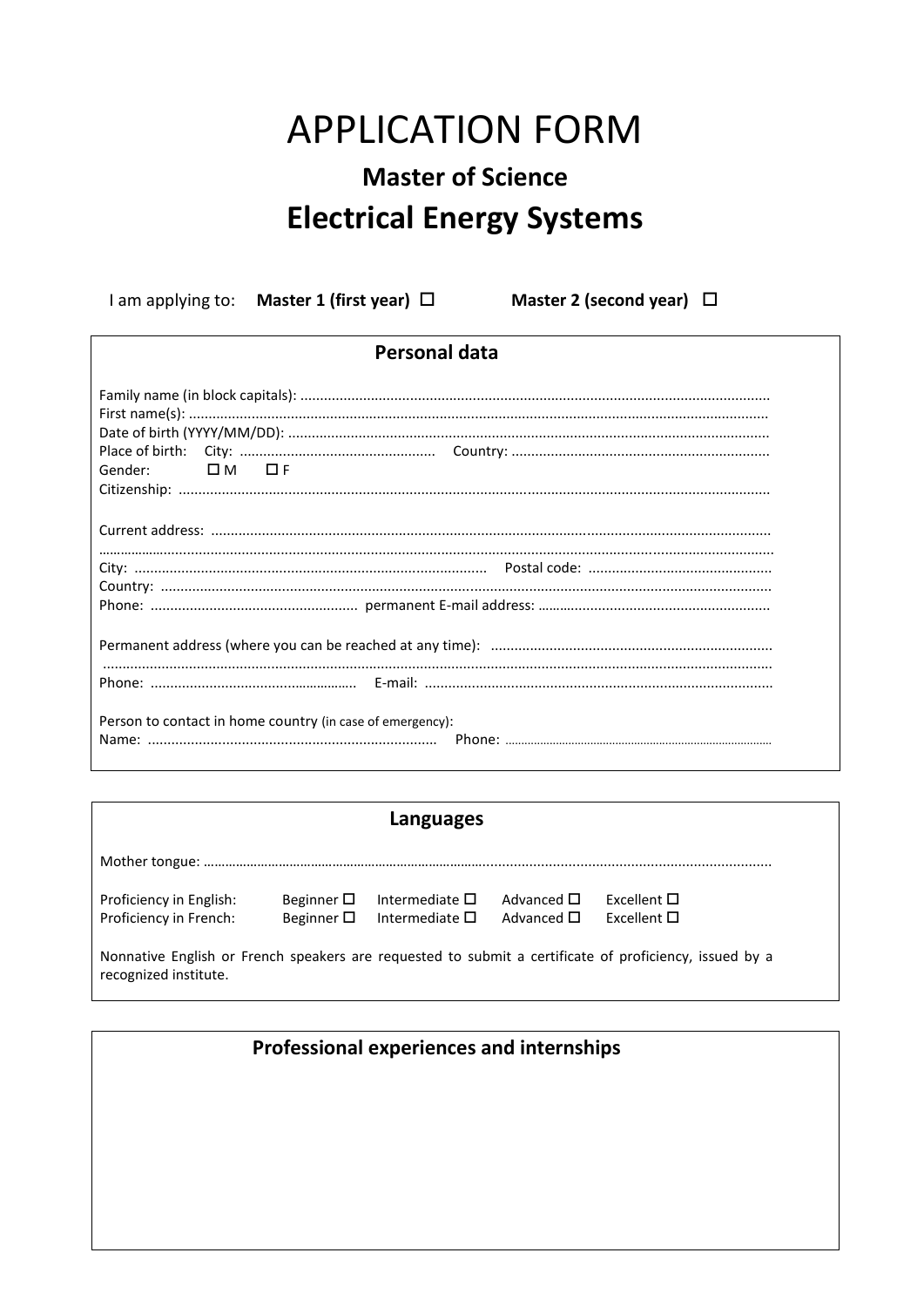# APPLICATION FORM

## Master of Science

## Electrical Energy Systems

I am applying to: **Master 1 (first year)** ☐ **Master 2 (second year)** ☐

### Personal data

Family name (in block capitals): ........................................................................................................................

First name(s): ........................................................................................................................

Date of birth (YYYY/MM/DD): ........................................................................................................................

Place of birth: City: ................................................. Country: .................................................................

Gender: ☐ M ☐ F

Citizenship: ........................................................................................................................

Current address: ........................................................................................................................

........................................................................................................................

City: ......................................................................................... Postal code: ..............................................

Country: ........................................................................................................................

Phone: .................................................... permanent E-mail address: ...........................................................

Permanent address (where you can be reached at any time): .......................................................................

........................................................................................................................

Phone: .................................................... E-mail: ........................................................................................

Person to contact in home country (in case of emergency):

Name: ......................................................................... Phone: .................................................................

### Languages

Mother tongue: ........................................................................................................................

Proficiency in English: Beginner ☐ Intermediate ☐ Advanced ☐ Excellent ☐

Proficiency in French: Beginner ☐ Intermediate ☐ Advanced ☐ Excellent ☐

Nonnative English or French speakers are requested to submit a certificate of proficiency, issued by a recognized institute.

### Professional experiences and internships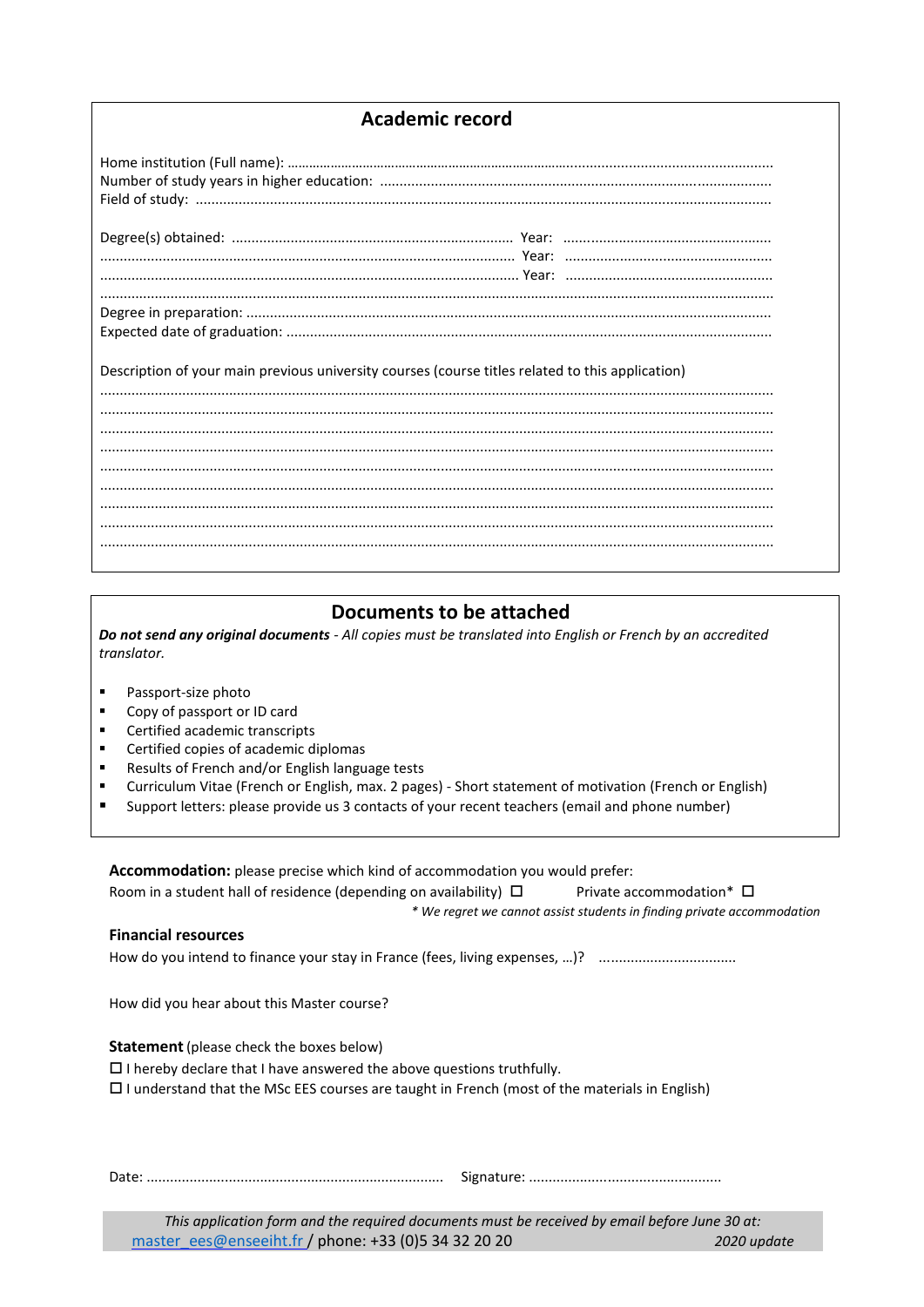## Academic record

Home institution (Full name): ..................................................................................................................................

Number of study years in higher education: ...................................................................................................

Field of study: ...................................................................................................................................................

Degree(s) obtained: ........................................................................ Year: .....................................................

.......................................................................................................... Year: .....................................................

.......................................................................................................... Year: .....................................................

.........................................................................................................................................................................

Degree in preparation: .....................................................................................................................................

Expected date of graduation: ...........................................................................................................................

Description of your main previous university courses (course titles related to this application)

.........................................................................................................................................................................

.........................................................................................................................................................................

.........................................................................................................................................................................

.........................................................................................................................................................................

.........................................................................................................................................................................

.........................................................................................................................................................................

.........................................................................................................................................................................

.........................................................................................................................................................................

.........................................................................................................................................................................

## Documents to be attached

***Do not send any original documents*** *- All copies must be translated into English or French by an accredited translator.*

- Passport-size photo
- Copy of passport or ID card
- Certified academic transcripts
- Certified copies of academic diplomas
- Results of French and/or English language tests
- Curriculum Vitae (French or English, max. 2 pages) - Short statement of motivation (French or English)
- Support letters: please provide us 3 contacts of your recent teachers (email and phone number)

**Accommodation:** please precise which kind of accommodation you would prefer:

Room in a student hall of residence (depending on availability) ☐ Private accommodation* ☐

*\* We regret we cannot assist students in finding private accommodation*

**Financial resources**

How do you intend to finance your stay in France (fees, living expenses, …)? ...................................

How did you hear about this Master course?

**Statement** (please check the boxes below)

☐ I hereby declare that I have answered the above questions truthfully.

☐ I understand that the MSc EES courses are taught in French (most of the materials in English)

Date: ........................................................................... Signature: .................................................

*This application form and the required documents must be received by email before June 30 at:*
master_ees@enseeiht.fr / phone: +33 (0)5 34 32 20 20 *2020 update*